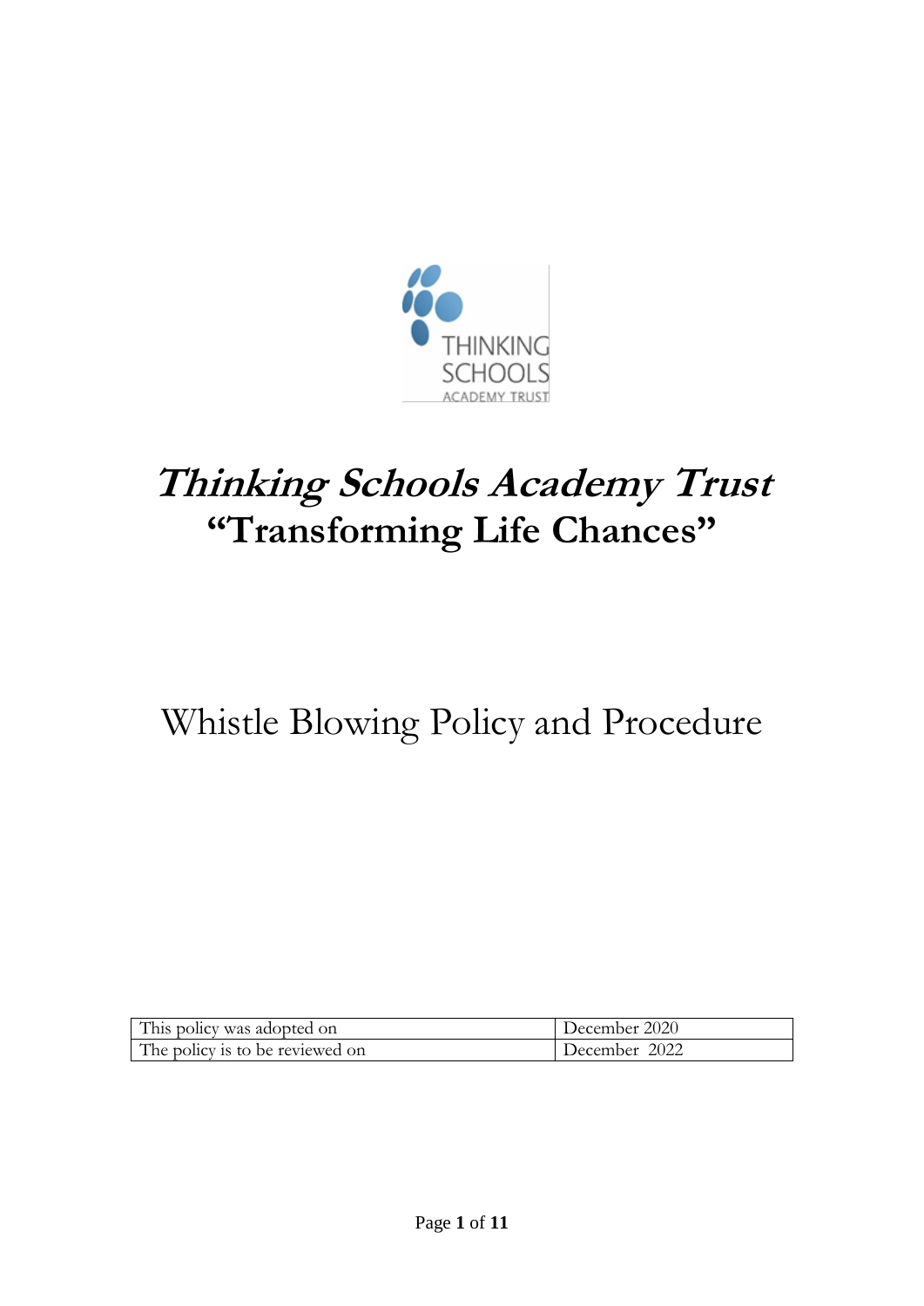# *Thinking Schools Academy Trust*

## "Transforming Life Chances"

# Whistle Blowing Policy and Procedure

| This policy was adopted on | December 2020 |
|---|---|
| The policy is to be reviewed on | December 2022 |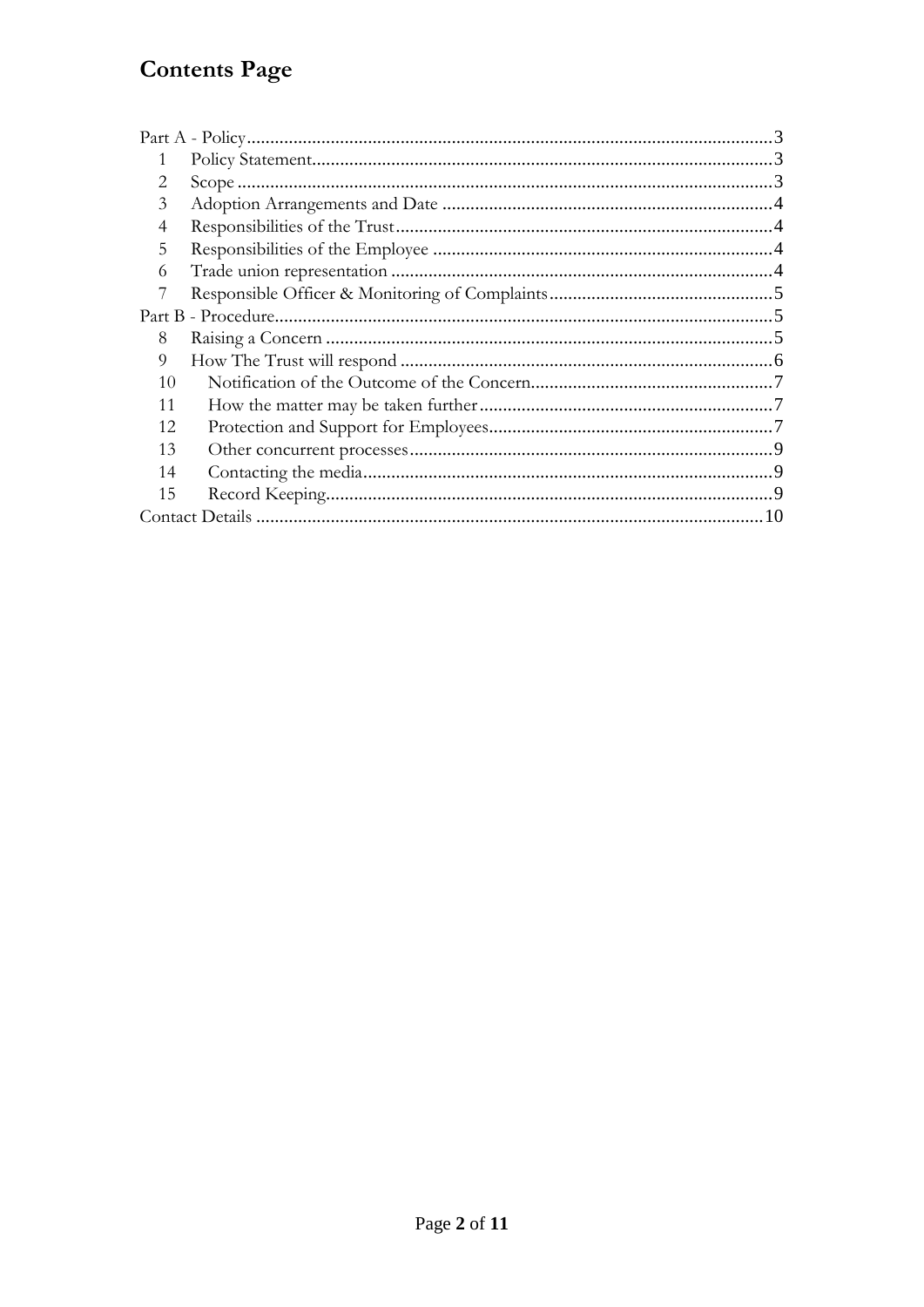# Contents Page

Part A - Policy ........................................................................ 3

1 Policy Statement ........................................................................ 3

2 Scope ........................................................................ 3

3 Adoption Arrangements and Date ........................................................................ 4

4 Responsibilities of the Trust ........................................................................ 4

5 Responsibilities of the Employee ........................................................................ 4

6 Trade union representation ........................................................................ 4

7 Responsible Officer & Monitoring of Complaints ........................................................................ 5

Part B - Procedure ........................................................................ 5

8 Raising a Concern ........................................................................ 5

9 How The Trust will respond ........................................................................ 6

10 Notification of the Outcome of the Concern ........................................................................ 7

11 How the matter may be taken further ........................................................................ 7

12 Protection and Support for Employees ........................................................................ 7

13 Other concurrent processes ........................................................................ 9

14 Contacting the media ........................................................................ 9

15 Record Keeping ........................................................................ 9

Contact Details ........................................................................ 10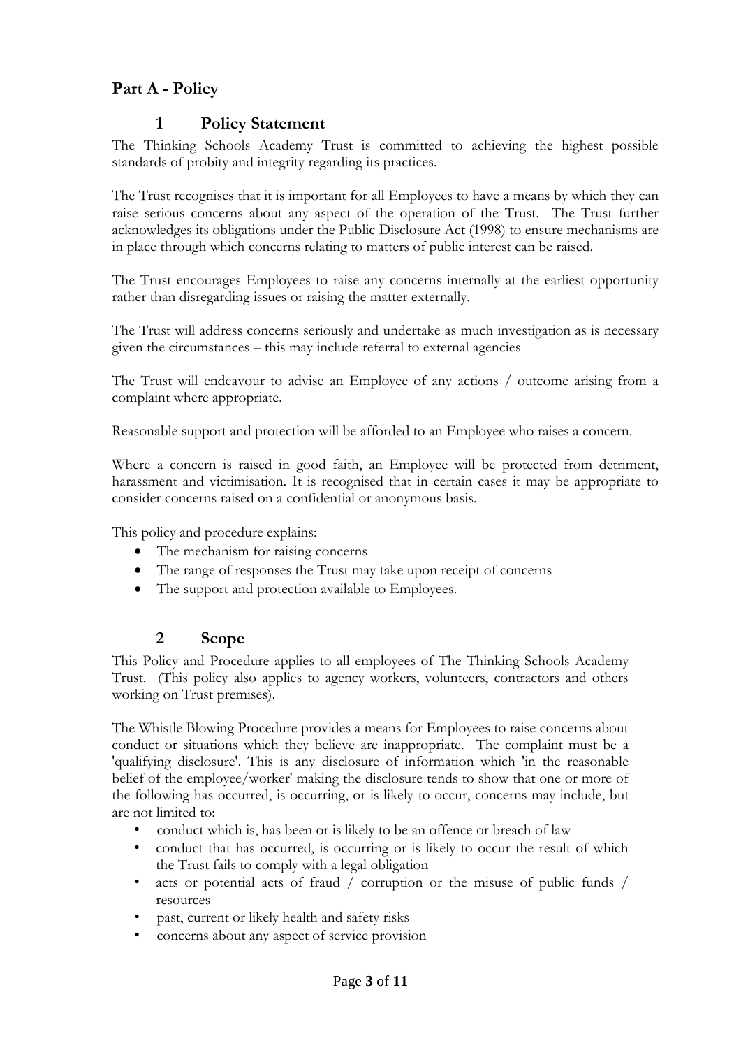## Part A - Policy

### 1 Policy Statement

The Thinking Schools Academy Trust is committed to achieving the highest possible standards of probity and integrity regarding its practices.

The Trust recognises that it is important for all Employees to have a means by which they can raise serious concerns about any aspect of the operation of the Trust. The Trust further acknowledges its obligations under the Public Disclosure Act (1998) to ensure mechanisms are in place through which concerns relating to matters of public interest can be raised.

The Trust encourages Employees to raise any concerns internally at the earliest opportunity rather than disregarding issues or raising the matter externally.

The Trust will address concerns seriously and undertake as much investigation as is necessary given the circumstances – this may include referral to external agencies

The Trust will endeavour to advise an Employee of any actions / outcome arising from a complaint where appropriate.

Reasonable support and protection will be afforded to an Employee who raises a concern.

Where a concern is raised in good faith, an Employee will be protected from detriment, harassment and victimisation. It is recognised that in certain cases it may be appropriate to consider concerns raised on a confidential or anonymous basis.

This policy and procedure explains:

- The mechanism for raising concerns
- The range of responses the Trust may take upon receipt of concerns
- The support and protection available to Employees.

### 2 Scope

This Policy and Procedure applies to all employees of The Thinking Schools Academy Trust. (This policy also applies to agency workers, volunteers, contractors and others working on Trust premises).

The Whistle Blowing Procedure provides a means for Employees to raise concerns about conduct or situations which they believe are inappropriate. The complaint must be a 'qualifying disclosure'. This is any disclosure of information which 'in the reasonable belief of the employee/worker' making the disclosure tends to show that one or more of the following has occurred, is occurring, or is likely to occur, concerns may include, but are not limited to:

- conduct which is, has been or is likely to be an offence or breach of law
- conduct that has occurred, is occurring or is likely to occur the result of which the Trust fails to comply with a legal obligation
- acts or potential acts of fraud / corruption or the misuse of public funds / resources
- past, current or likely health and safety risks
- concerns about any aspect of service provision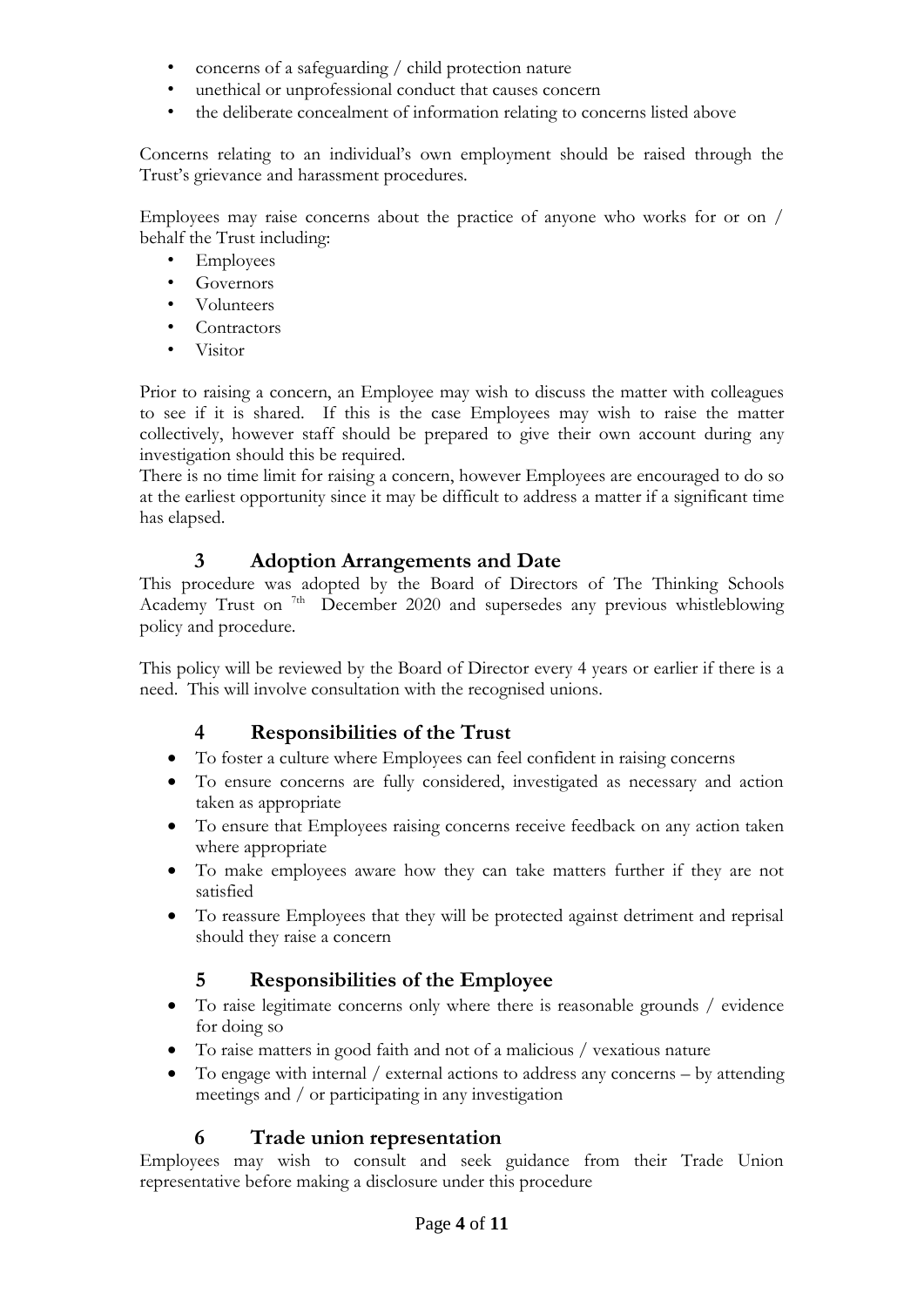- concerns of a safeguarding / child protection nature
- unethical or unprofessional conduct that causes concern
- the deliberate concealment of information relating to concerns listed above

Concerns relating to an individual's own employment should be raised through the Trust's grievance and harassment procedures.

Employees may raise concerns about the practice of anyone who works for or on / behalf the Trust including:

- Employees
- Governors
- Volunteers
- Contractors
- Visitor

Prior to raising a concern, an Employee may wish to discuss the matter with colleagues to see if it is shared. If this is the case Employees may wish to raise the matter collectively, however staff should be prepared to give their own account during any investigation should this be required.

There is no time limit for raising a concern, however Employees are encouraged to do so at the earliest opportunity since it may be difficult to address a matter if a significant time has elapsed.

## 3 Adoption Arrangements and Date

This procedure was adopted by the Board of Directors of The Thinking Schools Academy Trust on 7th December 2020 and supersedes any previous whistleblowing policy and procedure.

This policy will be reviewed by the Board of Director every 4 years or earlier if there is a need. This will involve consultation with the recognised unions.

## 4 Responsibilities of the Trust

- To foster a culture where Employees can feel confident in raising concerns
- To ensure concerns are fully considered, investigated as necessary and action taken as appropriate
- To ensure that Employees raising concerns receive feedback on any action taken where appropriate
- To make employees aware how they can take matters further if they are not satisfied
- To reassure Employees that they will be protected against detriment and reprisal should they raise a concern

## 5 Responsibilities of the Employee

- To raise legitimate concerns only where there is reasonable grounds / evidence for doing so
- To raise matters in good faith and not of a malicious / vexatious nature
- To engage with internal / external actions to address any concerns – by attending meetings and / or participating in any investigation

## 6 Trade union representation

Employees may wish to consult and seek guidance from their Trade Union representative before making a disclosure under this procedure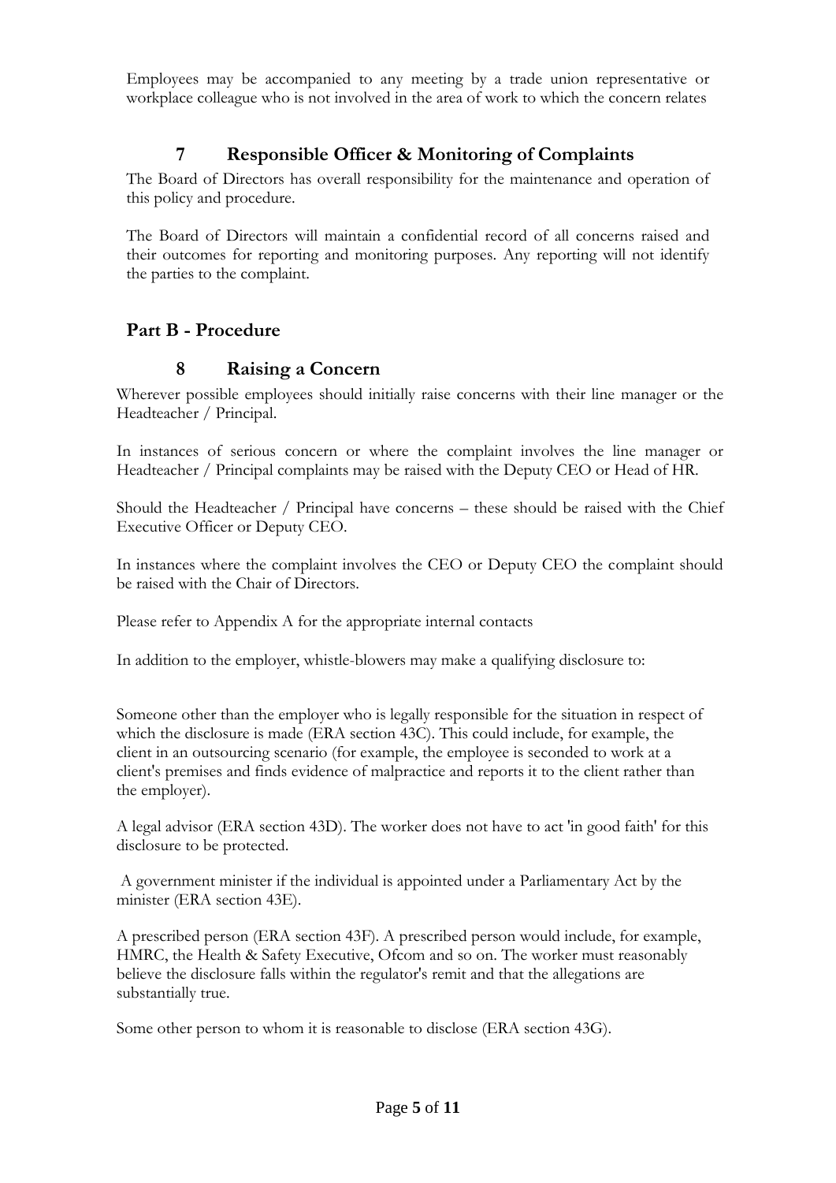Employees may be accompanied to any meeting by a trade union representative or workplace colleague who is not involved in the area of work to which the concern relates

## 7 Responsible Officer & Monitoring of Complaints

The Board of Directors has overall responsibility for the maintenance and operation of this policy and procedure.

The Board of Directors will maintain a confidential record of all concerns raised and their outcomes for reporting and monitoring purposes. Any reporting will not identify the parties to the complaint.

# Part B - Procedure

## 8 Raising a Concern

Wherever possible employees should initially raise concerns with their line manager or the Headteacher / Principal.

In instances of serious concern or where the complaint involves the line manager or Headteacher / Principal complaints may be raised with the Deputy CEO or Head of HR.

Should the Headteacher / Principal have concerns – these should be raised with the Chief Executive Officer or Deputy CEO.

In instances where the complaint involves the CEO or Deputy CEO the complaint should be raised with the Chair of Directors.

Please refer to Appendix A for the appropriate internal contacts

In addition to the employer, whistle-blowers may make a qualifying disclosure to:

Someone other than the employer who is legally responsible for the situation in respect of which the disclosure is made (ERA section 43C). This could include, for example, the client in an outsourcing scenario (for example, the employee is seconded to work at a client's premises and finds evidence of malpractice and reports it to the client rather than the employer).

A legal advisor (ERA section 43D). The worker does not have to act 'in good faith' for this disclosure to be protected.

A government minister if the individual is appointed under a Parliamentary Act by the minister (ERA section 43E).

A prescribed person (ERA section 43F). A prescribed person would include, for example, HMRC, the Health & Safety Executive, Ofcom and so on. The worker must reasonably believe the disclosure falls within the regulator's remit and that the allegations are substantially true.

Some other person to whom it is reasonable to disclose (ERA section 43G).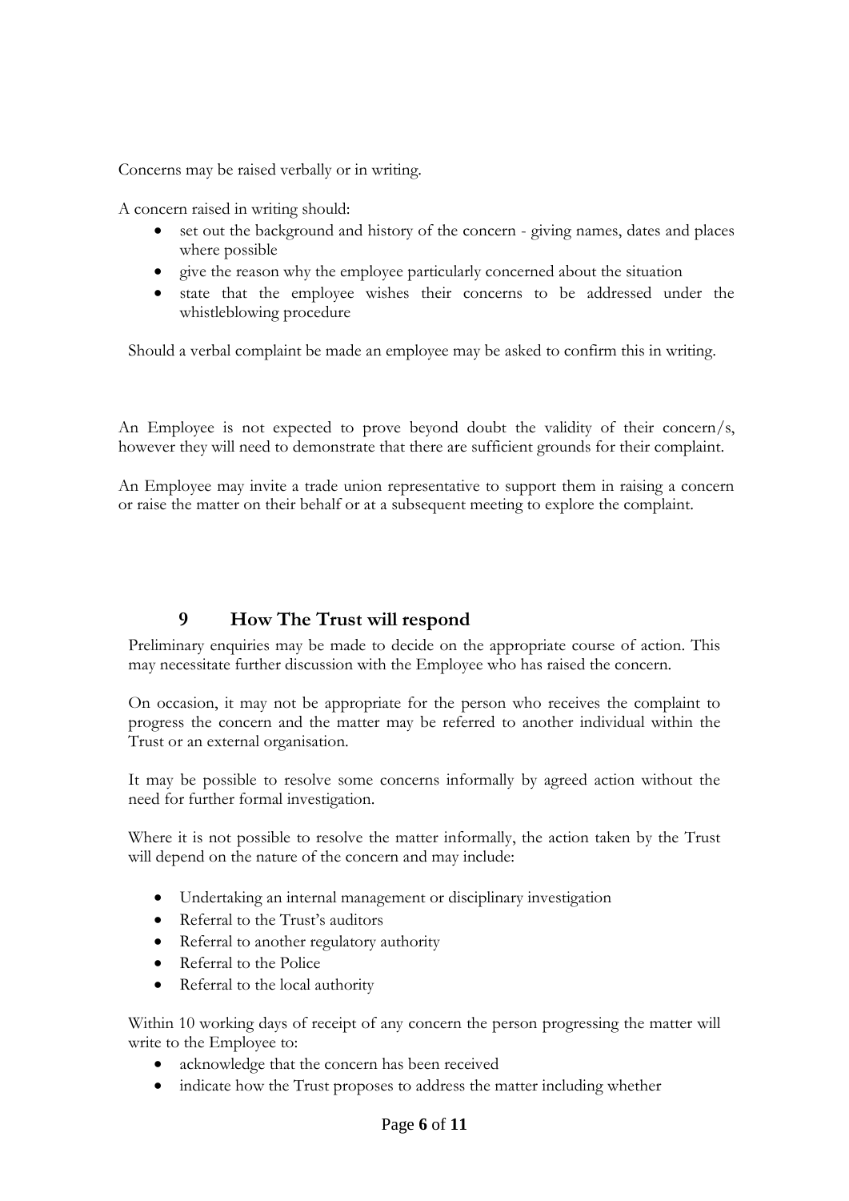Concerns may be raised verbally or in writing.

A concern raised in writing should:

- set out the background and history of the concern - giving names, dates and places where possible
- give the reason why the employee particularly concerned about the situation
- state that the employee wishes their concerns to be addressed under the whistleblowing procedure

Should a verbal complaint be made an employee may be asked to confirm this in writing.

An Employee is not expected to prove beyond doubt the validity of their concern/s, however they will need to demonstrate that there are sufficient grounds for their complaint.

An Employee may invite a trade union representative to support them in raising a concern or raise the matter on their behalf or at a subsequent meeting to explore the complaint.

## 9 How The Trust will respond

Preliminary enquiries may be made to decide on the appropriate course of action. This may necessitate further discussion with the Employee who has raised the concern.

On occasion, it may not be appropriate for the person who receives the complaint to progress the concern and the matter may be referred to another individual within the Trust or an external organisation.

It may be possible to resolve some concerns informally by agreed action without the need for further formal investigation.

Where it is not possible to resolve the matter informally, the action taken by the Trust will depend on the nature of the concern and may include:

- Undertaking an internal management or disciplinary investigation
- Referral to the Trust's auditors
- Referral to another regulatory authority
- Referral to the Police
- Referral to the local authority

Within 10 working days of receipt of any concern the person progressing the matter will write to the Employee to:

- acknowledge that the concern has been received
- indicate how the Trust proposes to address the matter including whether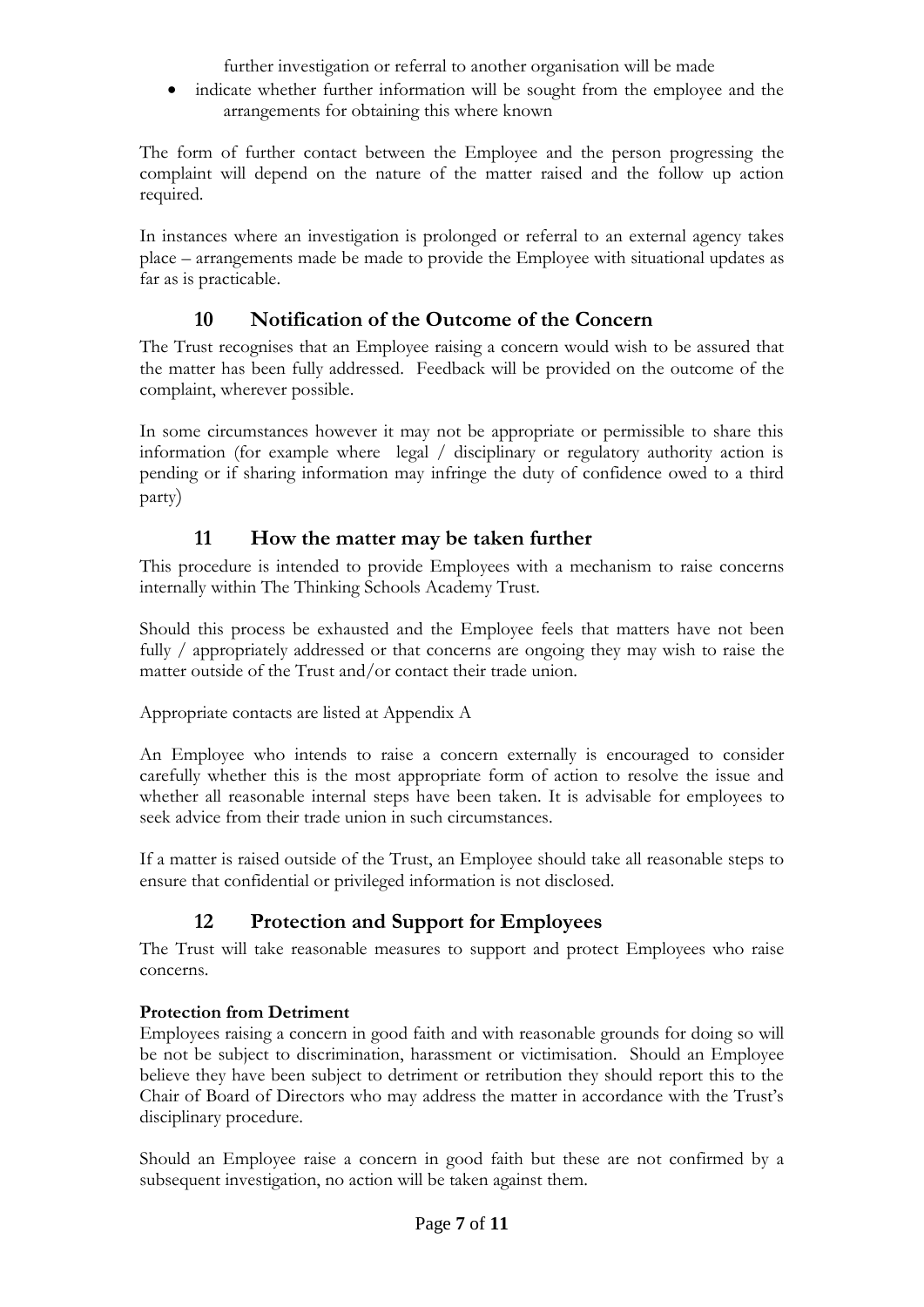further investigation or referral to another organisation will be made

- indicate whether further information will be sought from the employee and the arrangements for obtaining this where known

The form of further contact between the Employee and the person progressing the complaint will depend on the nature of the matter raised and the follow up action required.

In instances where an investigation is prolonged or referral to an external agency takes place – arrangements made be made to provide the Employee with situational updates as far as is practicable.

## 10 Notification of the Outcome of the Concern

The Trust recognises that an Employee raising a concern would wish to be assured that the matter has been fully addressed. Feedback will be provided on the outcome of the complaint, wherever possible.

In some circumstances however it may not be appropriate or permissible to share this information (for example where legal / disciplinary or regulatory authority action is pending or if sharing information may infringe the duty of confidence owed to a third party)

## 11 How the matter may be taken further

This procedure is intended to provide Employees with a mechanism to raise concerns internally within The Thinking Schools Academy Trust.

Should this process be exhausted and the Employee feels that matters have not been fully / appropriately addressed or that concerns are ongoing they may wish to raise the matter outside of the Trust and/or contact their trade union.

Appropriate contacts are listed at Appendix A

An Employee who intends to raise a concern externally is encouraged to consider carefully whether this is the most appropriate form of action to resolve the issue and whether all reasonable internal steps have been taken. It is advisable for employees to seek advice from their trade union in such circumstances.

If a matter is raised outside of the Trust, an Employee should take all reasonable steps to ensure that confidential or privileged information is not disclosed.

## 12 Protection and Support for Employees

The Trust will take reasonable measures to support and protect Employees who raise concerns.

**Protection from Detriment**

Employees raising a concern in good faith and with reasonable grounds for doing so will be not be subject to discrimination, harassment or victimisation. Should an Employee believe they have been subject to detriment or retribution they should report this to the Chair of Board of Directors who may address the matter in accordance with the Trust's disciplinary procedure.

Should an Employee raise a concern in good faith but these are not confirmed by a subsequent investigation, no action will be taken against them.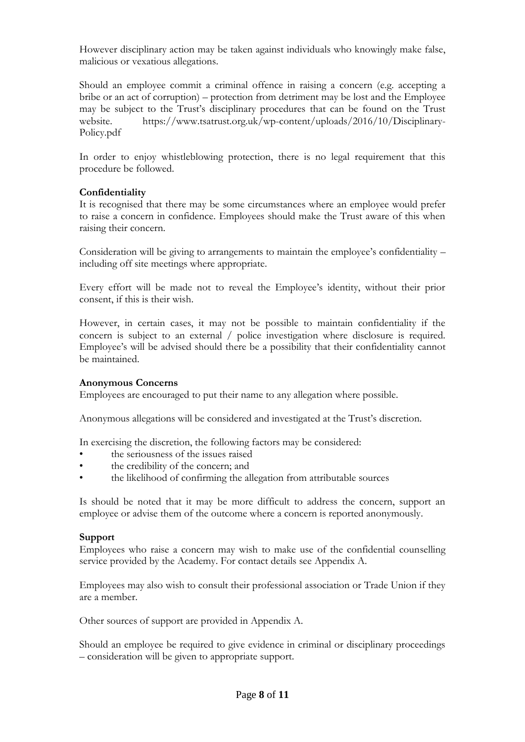However disciplinary action may be taken against individuals who knowingly make false, malicious or vexatious allegations.

Should an employee commit a criminal offence in raising a concern (e.g. accepting a bribe or an act of corruption) – protection from detriment may be lost and the Employee may be subject to the Trust's disciplinary procedures that can be found on the Trust website. https://www.tsatrust.org.uk/wp-content/uploads/2016/10/Disciplinary-Policy.pdf

In order to enjoy whistleblowing protection, there is no legal requirement that this procedure be followed.

**Confidentiality**

It is recognised that there may be some circumstances where an employee would prefer to raise a concern in confidence. Employees should make the Trust aware of this when raising their concern.

Consideration will be giving to arrangements to maintain the employee's confidentiality – including off site meetings where appropriate.

Every effort will be made not to reveal the Employee's identity, without their prior consent, if this is their wish.

However, in certain cases, it may not be possible to maintain confidentiality if the concern is subject to an external / police investigation where disclosure is required. Employee's will be advised should there be a possibility that their confidentiality cannot be maintained.

**Anonymous Concerns**

Employees are encouraged to put their name to any allegation where possible.

Anonymous allegations will be considered and investigated at the Trust's discretion.

In exercising the discretion, the following factors may be considered:

- the seriousness of the issues raised
- the credibility of the concern; and
- the likelihood of confirming the allegation from attributable sources

Is should be noted that it may be more difficult to address the concern, support an employee or advise them of the outcome where a concern is reported anonymously.

**Support**

Employees who raise a concern may wish to make use of the confidential counselling service provided by the Academy. For contact details see Appendix A.

Employees may also wish to consult their professional association or Trade Union if they are a member.

Other sources of support are provided in Appendix A.

Should an employee be required to give evidence in criminal or disciplinary proceedings – consideration will be given to appropriate support.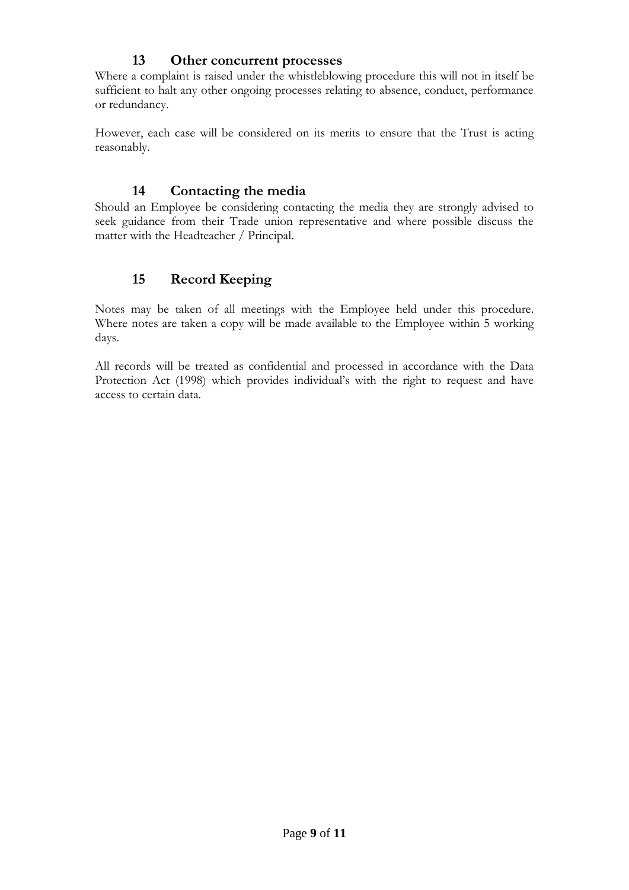## 13 Other concurrent processes

Where a complaint is raised under the whistleblowing procedure this will not in itself be sufficient to halt any other ongoing processes relating to absence, conduct, performance or redundancy.

However, each case will be considered on its merits to ensure that the Trust is acting reasonably.

## 14 Contacting the media

Should an Employee be considering contacting the media they are strongly advised to seek guidance from their Trade union representative and where possible discuss the matter with the Headteacher / Principal.

## 15 Record Keeping

Notes may be taken of all meetings with the Employee held under this procedure. Where notes are taken a copy will be made available to the Employee within 5 working days.

All records will be treated as confidential and processed in accordance with the Data Protection Act (1998) which provides individual's with the right to request and have access to certain data.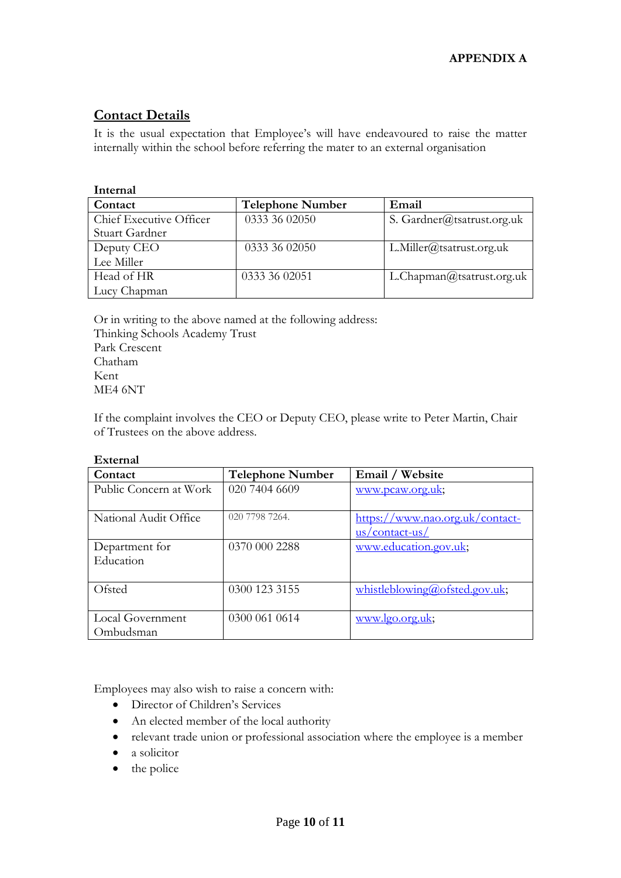**APPENDIX A**

## Contact Details

It is the usual expectation that Employee's will have endeavoured to raise the matter internally within the school before referring the mater to an external organisation

**Internal**

| Contact | Telephone Number | Email |
|---|---|---|
| Chief Executive Officer Stuart Gardner | 0333 36 02050 | S. Gardner@tsatrust.org.uk |
| Deputy CEO Lee Miller | 0333 36 02050 | L.Miller@tsatrust.org.uk |
| Head of HR Lucy Chapman | 0333 36 02051 | L.Chapman@tsatrust.org.uk |

Or in writing to the above named at the following address:
Thinking Schools Academy Trust
Park Crescent
Chatham
Kent
ME4 6NT

If the complaint involves the CEO or Deputy CEO, please write to Peter Martin, Chair of Trustees on the above address.

**External**

| Contact | Telephone Number | Email / Website |
|---|---|---|
| Public Concern at Work | 020 7404 6609 | www.pcaw.org.uk; |
| National Audit Office | 020 7798 7264. | https://www.nao.org.uk/contact-us/contact-us/ |
| Department for Education | 0370 000 2288 | www.education.gov.uk; |
| Ofsted | 0300 123 3155 | whistleblowing@ofsted.gov.uk; |
| Local Government Ombudsman | 0300 061 0614 | www.lgo.org.uk; |

Employees may also wish to raise a concern with:

- Director of Children's Services
- An elected member of the local authority
- relevant trade union or professional association where the employee is a member
- a solicitor
- the police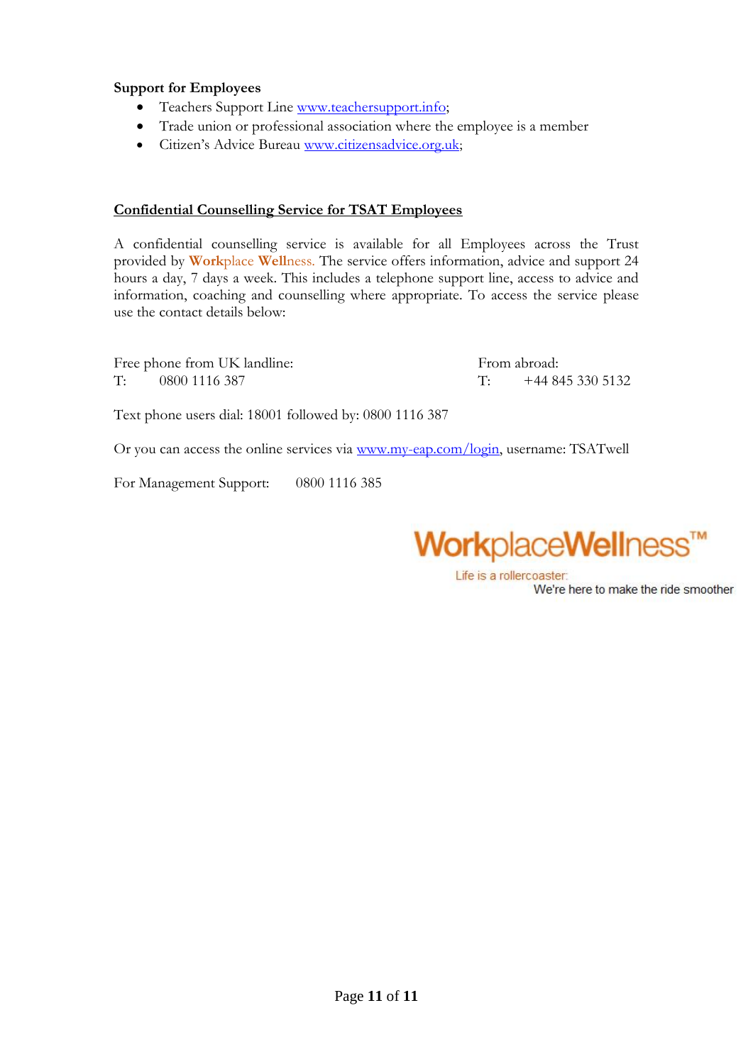**Support for Employees**

- Teachers Support Line www.teachersupport.info;
- Trade union or professional association where the employee is a member
- Citizen's Advice Bureau www.citizensadvice.org.uk;

**Confidential Counselling Service for TSAT Employees**

A confidential counselling service is available for all Employees across the Trust provided by **Work**place **Well**ness. The service offers information, advice and support 24 hours a day, 7 days a week. This includes a telephone support line, access to advice and information, coaching and counselling where appropriate. To access the service please use the contact details below:

Free phone from UK landline:
T: 0800 1116 387

From abroad:
T: +44 845 330 5132

Text phone users dial: 18001 followed by: 0800 1116 387

Or you can access the online services via www.my-eap.com/login, username: TSATwell

For Management Support: 0800 1116 385

WorkplaceWellness™
Life is a rollercoaster.
We're here to make the ride smoother